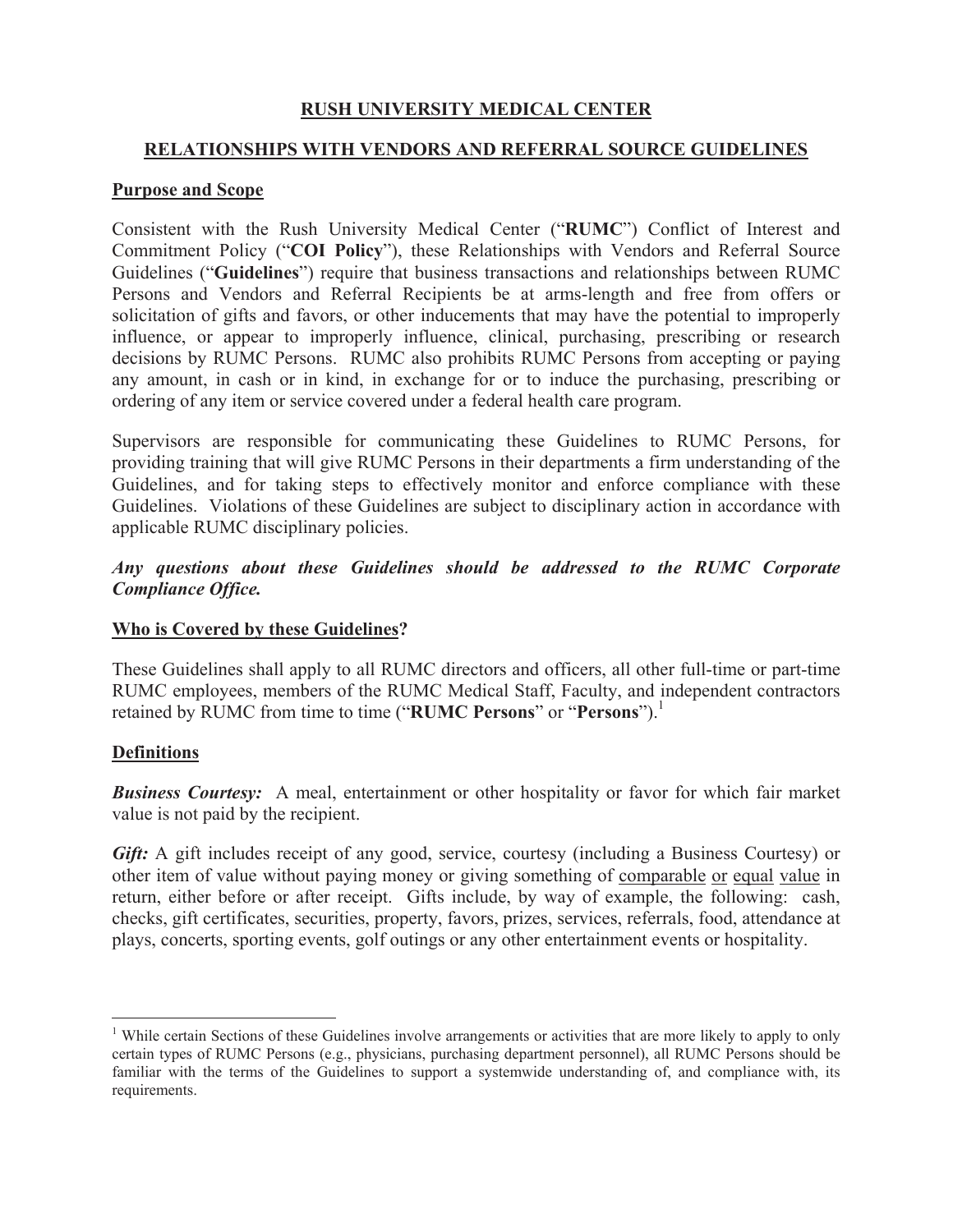# RUSH UNIVERSITY MEDICAL CENTER

## RELATIONSHIPS WITH VENDORS AND REFERRAL SOURCE GUIDELINES

### Purpose and Scope

Consistent with the Rush University Medical Center ("**RUMC**") Conflict of Interest and Commitment Policy ("**COI Policy**"), these Relationships with Vendors and Referral Source Guidelines ("**Guidelines**") require that business transactions and relationships between RUMC Persons and Vendors and Referral Recipients be at arms-length and free from offers or solicitation of gifts and favors, or other inducements that may have the potential to improperly influence, or appear to improperly influence, clinical, purchasing, prescribing or research decisions by RUMC Persons. RUMC also prohibits RUMC Persons from accepting or paying any amount, in cash or in kind, in exchange for or to induce the purchasing, prescribing or ordering of any item or service covered under a federal health care program.

Supervisors are responsible for communicating these Guidelines to RUMC Persons, for providing training that will give RUMC Persons in their departments a firm understanding of the Guidelines, and for taking steps to effectively monitor and enforce compliance with these Guidelines. Violations of these Guidelines are subject to disciplinary action in accordance with applicable RUMC disciplinary policies.

***Any questions about these Guidelines should be addressed to the RUMC Corporate Compliance Office.***

### Who is Covered by these Guidelines?

These Guidelines shall apply to all RUMC directors and officers, all other full-time or part-time RUMC employees, members of the RUMC Medical Staff, Faculty, and independent contractors retained by RUMC from time to time ("**RUMC Persons**" or "**Persons**").[1]

### Definitions

***Business Courtesy:*** A meal, entertainment or other hospitality or favor for which fair market value is not paid by the recipient.

***Gift:*** A gift includes receipt of any good, service, courtesy (including a Business Courtesy) or other item of value without paying money or giving something of comparable or equal value in return, either before or after receipt. Gifts include, by way of example, the following: cash, checks, gift certificates, securities, property, favors, prizes, services, referrals, food, attendance at plays, concerts, sporting events, golf outings or any other entertainment events or hospitality.

---

[1] While certain Sections of these Guidelines involve arrangements or activities that are more likely to apply to only certain types of RUMC Persons (e.g., physicians, purchasing department personnel), all RUMC Persons should be familiar with the terms of the Guidelines to support a systemwide understanding of, and compliance with, its requirements.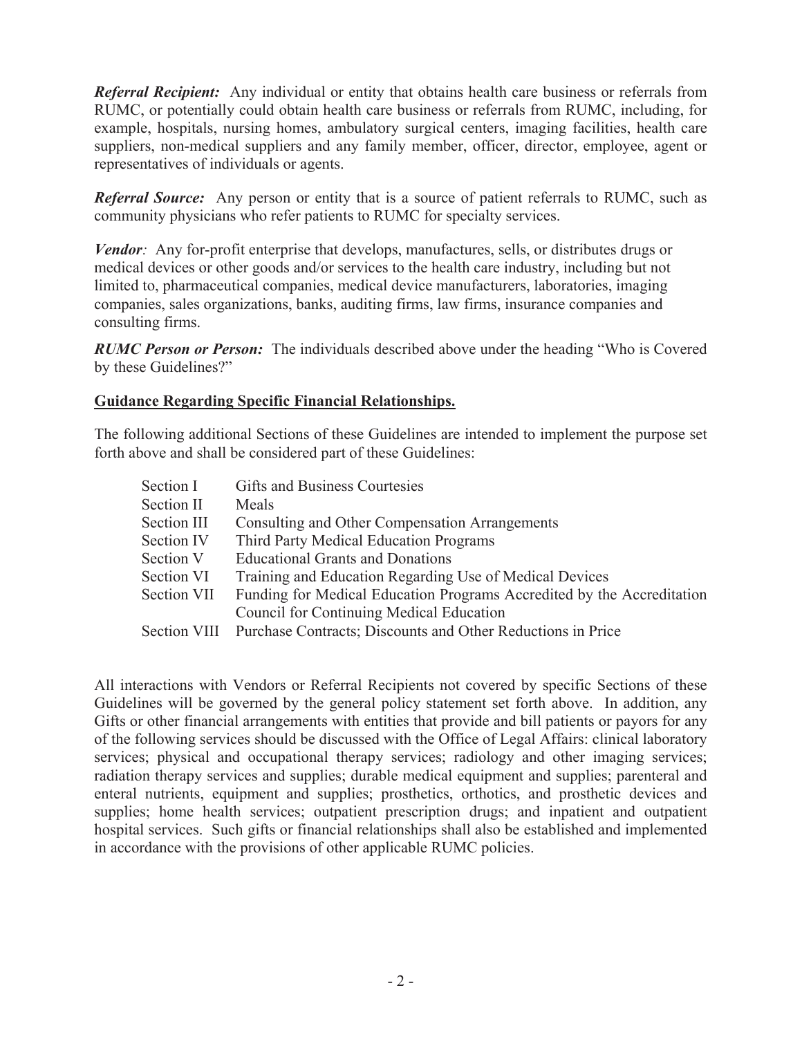***Referral Recipient:*** Any individual or entity that obtains health care business or referrals from RUMC, or potentially could obtain health care business or referrals from RUMC, including, for example, hospitals, nursing homes, ambulatory surgical centers, imaging facilities, health care suppliers, non-medical suppliers and any family member, officer, director, employee, agent or representatives of individuals or agents.

***Referral Source:*** Any person or entity that is a source of patient referrals to RUMC, such as community physicians who refer patients to RUMC for specialty services.

***Vendor**:* Any for-profit enterprise that develops, manufactures, sells, or distributes drugs or medical devices or other goods and/or services to the health care industry, including but not limited to, pharmaceutical companies, medical device manufacturers, laboratories, imaging companies, sales organizations, banks, auditing firms, law firms, insurance companies and consulting firms.

***RUMC Person or Person:*** The individuals described above under the heading "Who is Covered by these Guidelines?"

**<u>Guidance Regarding Specific Financial Relationships.</u>**

The following additional Sections of these Guidelines are intended to implement the purpose set forth above and shall be considered part of these Guidelines:

| | |
|---|---|
| Section I | Gifts and Business Courtesies |
| Section II | Meals |
| Section III | Consulting and Other Compensation Arrangements |
| Section IV | Third Party Medical Education Programs |
| Section V | Educational Grants and Donations |
| Section VI | Training and Education Regarding Use of Medical Devices |
| Section VII | Funding for Medical Education Programs Accredited by the Accreditation Council for Continuing Medical Education |
| Section VIII | Purchase Contracts; Discounts and Other Reductions in Price |

All interactions with Vendors or Referral Recipients not covered by specific Sections of these Guidelines will be governed by the general policy statement set forth above. In addition, any Gifts or other financial arrangements with entities that provide and bill patients or payors for any of the following services should be discussed with the Office of Legal Affairs: clinical laboratory services; physical and occupational therapy services; radiology and other imaging services; radiation therapy services and supplies; durable medical equipment and supplies; parenteral and enteral nutrients, equipment and supplies; prosthetics, orthotics, and prosthetic devices and supplies; home health services; outpatient prescription drugs; and inpatient and outpatient hospital services. Such gifts or financial relationships shall also be established and implemented in accordance with the provisions of other applicable RUMC policies.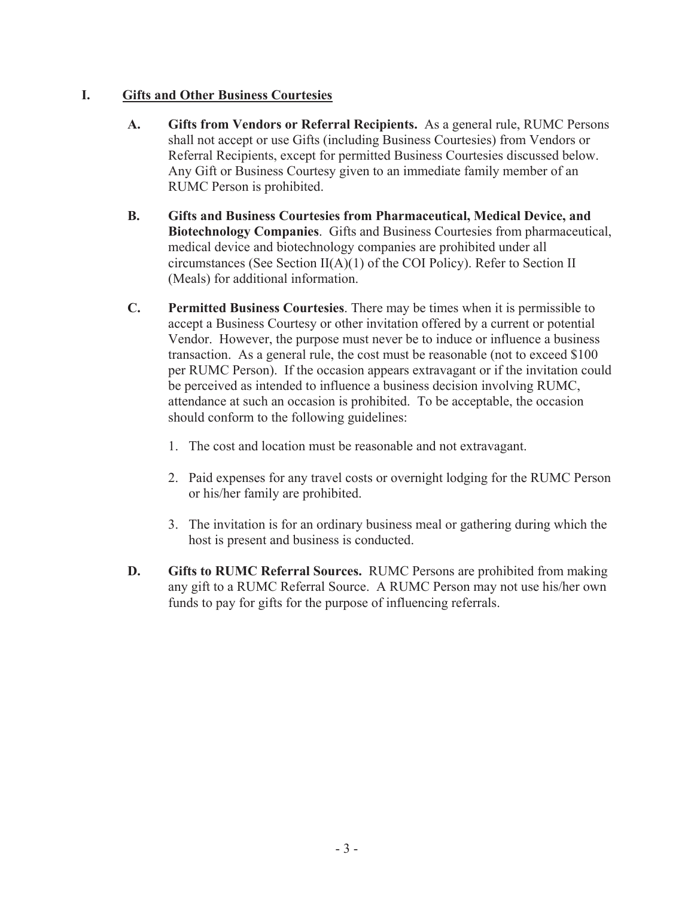## I. Gifts and Other Business Courtesies

**A. Gifts from Vendors or Referral Recipients.** As a general rule, RUMC Persons shall not accept or use Gifts (including Business Courtesies) from Vendors or Referral Recipients, except for permitted Business Courtesies discussed below. Any Gift or Business Courtesy given to an immediate family member of an RUMC Person is prohibited.

**B. Gifts and Business Courtesies from Pharmaceutical, Medical Device, and Biotechnology Companies**. Gifts and Business Courtesies from pharmaceutical, medical device and biotechnology companies are prohibited under all circumstances (See Section II(A)(1) of the COI Policy). Refer to Section II (Meals) for additional information.

**C. Permitted Business Courtesies**. There may be times when it is permissible to accept a Business Courtesy or other invitation offered by a current or potential Vendor. However, the purpose must never be to induce or influence a business transaction. As a general rule, the cost must be reasonable (not to exceed $100 per RUMC Person). If the occasion appears extravagant or if the invitation could be perceived as intended to influence a business decision involving RUMC, attendance at such an occasion is prohibited. To be acceptable, the occasion should conform to the following guidelines:

1. The cost and location must be reasonable and not extravagant.
2. Paid expenses for any travel costs or overnight lodging for the RUMC Person or his/her family are prohibited.
3. The invitation is for an ordinary business meal or gathering during which the host is present and business is conducted.

**D. Gifts to RUMC Referral Sources.** RUMC Persons are prohibited from making any gift to a RUMC Referral Source. A RUMC Person may not use his/her own funds to pay for gifts for the purpose of influencing referrals.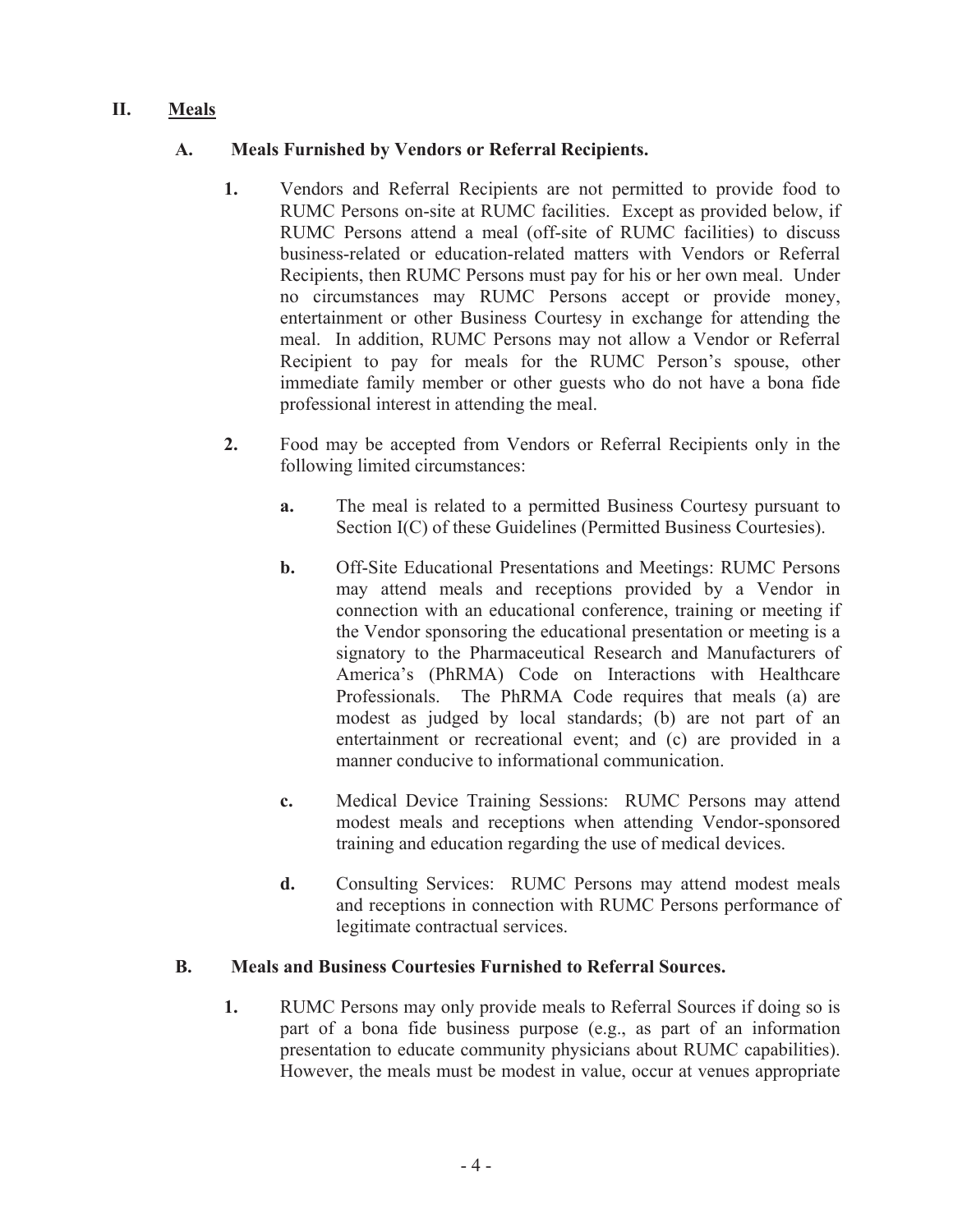## II. Meals

### A. Meals Furnished by Vendors or Referral Recipients.

**1.** Vendors and Referral Recipients are not permitted to provide food to RUMC Persons on-site at RUMC facilities. Except as provided below, if RUMC Persons attend a meal (off-site of RUMC facilities) to discuss business-related or education-related matters with Vendors or Referral Recipients, then RUMC Persons must pay for his or her own meal. Under no circumstances may RUMC Persons accept or provide money, entertainment or other Business Courtesy in exchange for attending the meal. In addition, RUMC Persons may not allow a Vendor or Referral Recipient to pay for meals for the RUMC Person's spouse, other immediate family member or other guests who do not have a bona fide professional interest in attending the meal.

**2.** Food may be accepted from Vendors or Referral Recipients only in the following limited circumstances:

- **a.** The meal is related to a permitted Business Courtesy pursuant to Section I(C) of these Guidelines (Permitted Business Courtesies).

- **b.** Off-Site Educational Presentations and Meetings: RUMC Persons may attend meals and receptions provided by a Vendor in connection with an educational conference, training or meeting if the Vendor sponsoring the educational presentation or meeting is a signatory to the Pharmaceutical Research and Manufacturers of America's (PhRMA) Code on Interactions with Healthcare Professionals. The PhRMA Code requires that meals (a) are modest as judged by local standards; (b) are not part of an entertainment or recreational event; and (c) are provided in a manner conducive to informational communication.

- **c.** Medical Device Training Sessions: RUMC Persons may attend modest meals and receptions when attending Vendor-sponsored training and education regarding the use of medical devices.

- **d.** Consulting Services: RUMC Persons may attend modest meals and receptions in connection with RUMC Persons performance of legitimate contractual services.

### B. Meals and Business Courtesies Furnished to Referral Sources.

**1.** RUMC Persons may only provide meals to Referral Sources if doing so is part of a bona fide business purpose (e.g., as part of an information presentation to educate community physicians about RUMC capabilities). However, the meals must be modest in value, occur at venues appropriate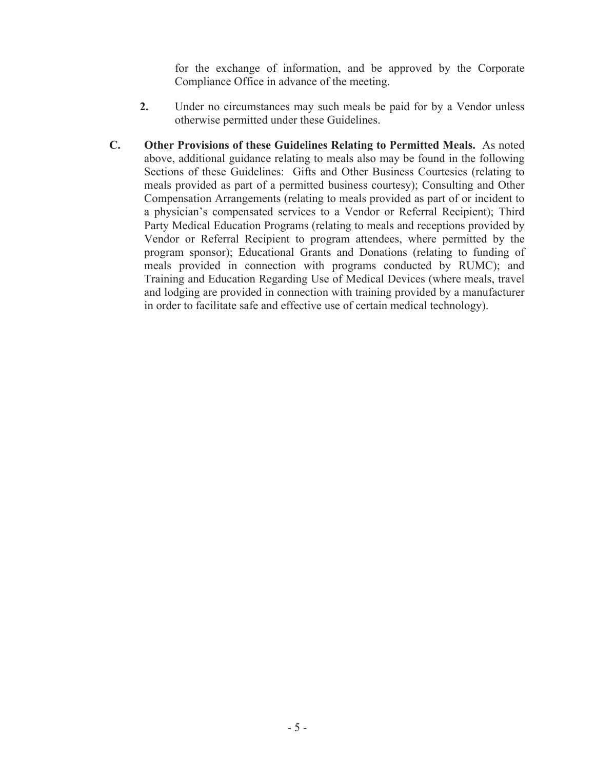for the exchange of information, and be approved by the Corporate Compliance Office in advance of the meeting.

**2.** Under no circumstances may such meals be paid for by a Vendor unless otherwise permitted under these Guidelines.

**C. Other Provisions of these Guidelines Relating to Permitted Meals.** As noted above, additional guidance relating to meals also may be found in the following Sections of these Guidelines: Gifts and Other Business Courtesies (relating to meals provided as part of a permitted business courtesy); Consulting and Other Compensation Arrangements (relating to meals provided as part of or incident to a physician's compensated services to a Vendor or Referral Recipient); Third Party Medical Education Programs (relating to meals and receptions provided by Vendor or Referral Recipient to program attendees, where permitted by the program sponsor); Educational Grants and Donations (relating to funding of meals provided in connection with programs conducted by RUMC); and Training and Education Regarding Use of Medical Devices (where meals, travel and lodging are provided in connection with training provided by a manufacturer in order to facilitate safe and effective use of certain medical technology).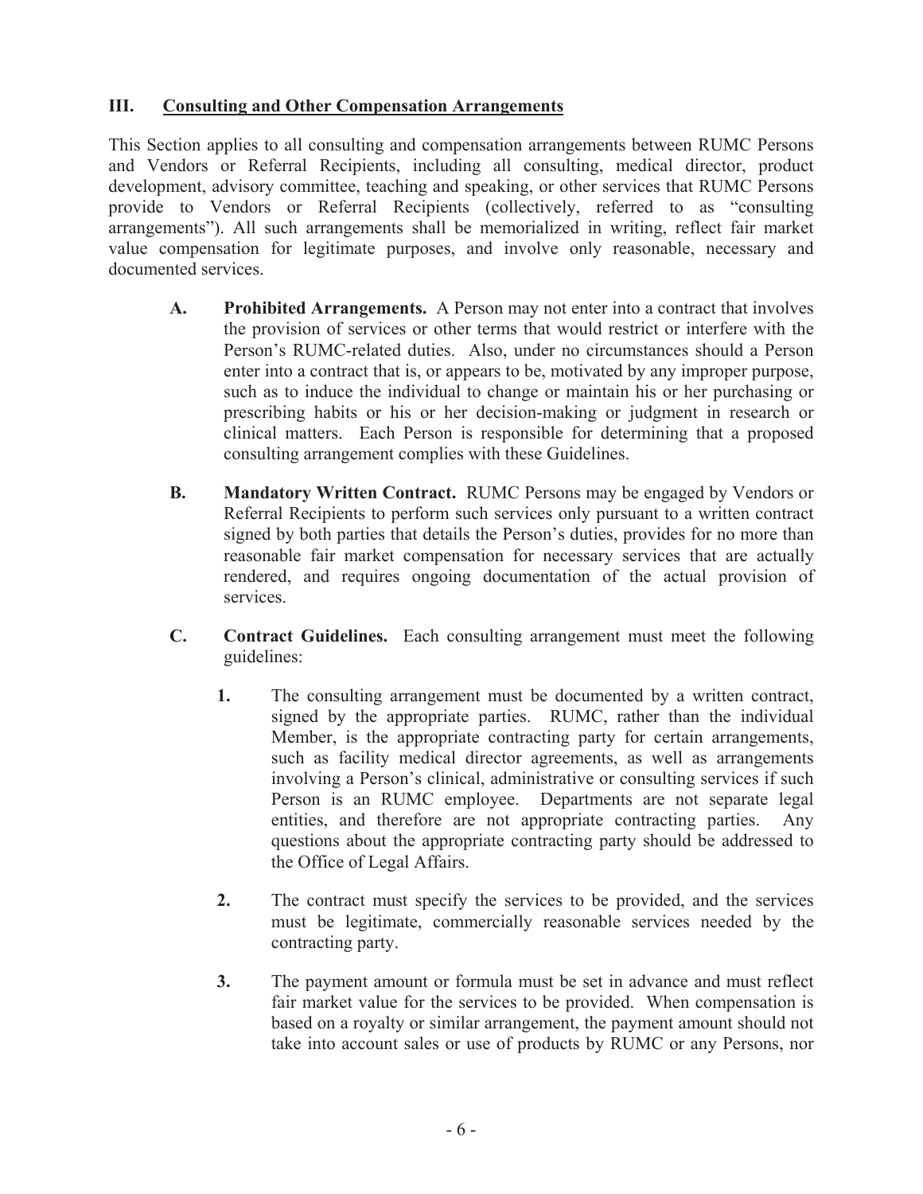## III. Consulting and Other Compensation Arrangements

This Section applies to all consulting and compensation arrangements between RUMC Persons and Vendors or Referral Recipients, including all consulting, medical director, product development, advisory committee, teaching and speaking, or other services that RUMC Persons provide to Vendors or Referral Recipients (collectively, referred to as "consulting arrangements"). All such arrangements shall be memorialized in writing, reflect fair market value compensation for legitimate purposes, and involve only reasonable, necessary and documented services.

- **A. Prohibited Arrangements.** A Person may not enter into a contract that involves the provision of services or other terms that would restrict or interfere with the Person's RUMC-related duties. Also, under no circumstances should a Person enter into a contract that is, or appears to be, motivated by any improper purpose, such as to induce the individual to change or maintain his or her purchasing or prescribing habits or his or her decision-making or judgment in research or clinical matters. Each Person is responsible for determining that a proposed consulting arrangement complies with these Guidelines.

- **B. Mandatory Written Contract.** RUMC Persons may be engaged by Vendors or Referral Recipients to perform such services only pursuant to a written contract signed by both parties that details the Person's duties, provides for no more than reasonable fair market compensation for necessary services that are actually rendered, and requires ongoing documentation of the actual provision of services.

- **C. Contract Guidelines.** Each consulting arrangement must meet the following guidelines:

  1. The consulting arrangement must be documented by a written contract, signed by the appropriate parties. RUMC, rather than the individual Member, is the appropriate contracting party for certain arrangements, such as facility medical director agreements, as well as arrangements involving a Person's clinical, administrative or consulting services if such Person is an RUMC employee. Departments are not separate legal entities, and therefore are not appropriate contracting parties. Any questions about the appropriate contracting party should be addressed to the Office of Legal Affairs.

  2. The contract must specify the services to be provided, and the services must be legitimate, commercially reasonable services needed by the contracting party.

  3. The payment amount or formula must be set in advance and must reflect fair market value for the services to be provided. When compensation is based on a royalty or similar arrangement, the payment amount should not take into account sales or use of products by RUMC or any Persons, nor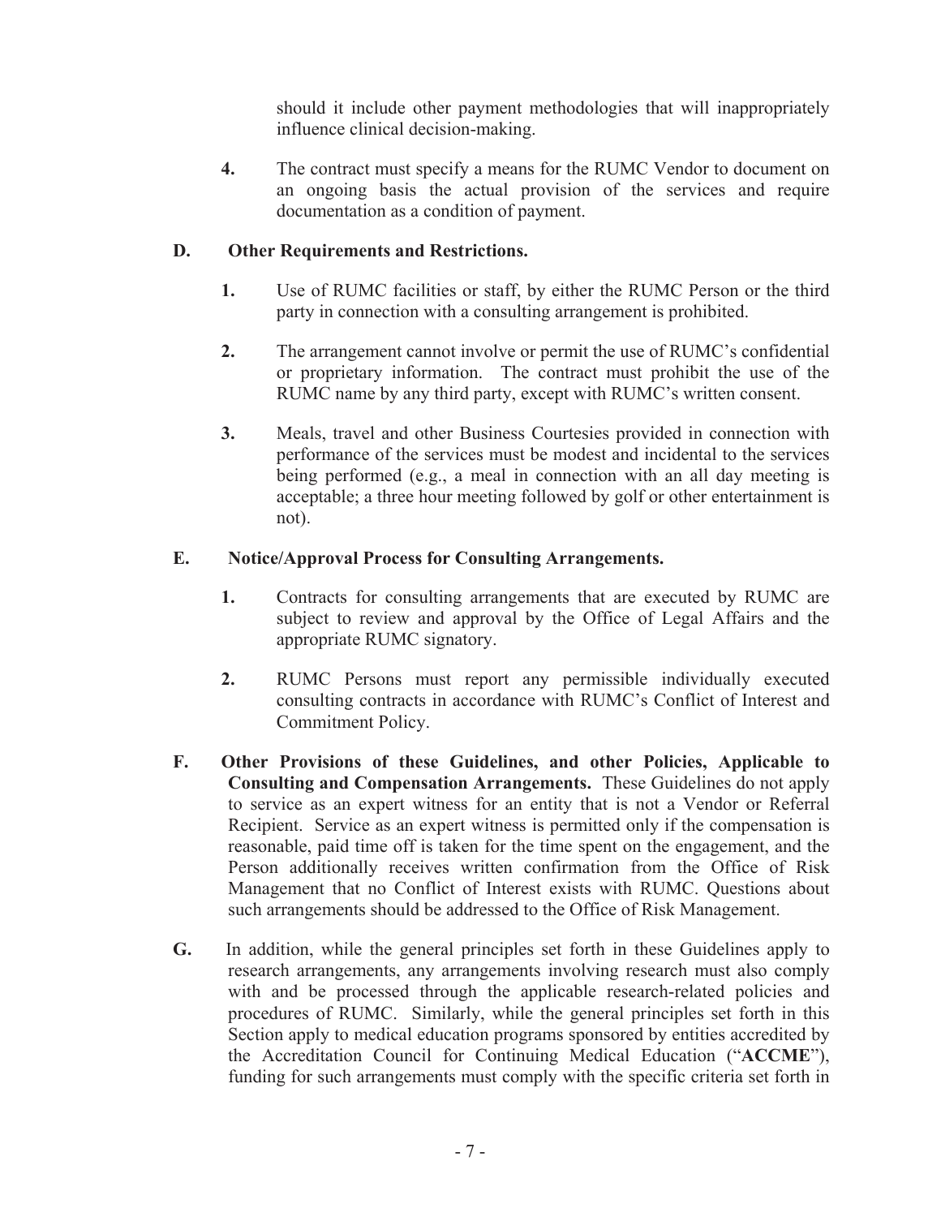should it include other payment methodologies that will inappropriately influence clinical decision-making.

4. The contract must specify a means for the RUMC Vendor to document on an ongoing basis the actual provision of the services and require documentation as a condition of payment.

**D. Other Requirements and Restrictions.**

1. Use of RUMC facilities or staff, by either the RUMC Person or the third party in connection with a consulting arrangement is prohibited.

2. The arrangement cannot involve or permit the use of RUMC's confidential or proprietary information. The contract must prohibit the use of the RUMC name by any third party, except with RUMC's written consent.

3. Meals, travel and other Business Courtesies provided in connection with performance of the services must be modest and incidental to the services being performed (e.g., a meal in connection with an all day meeting is acceptable; a three hour meeting followed by golf or other entertainment is not).

**E. Notice/Approval Process for Consulting Arrangements.**

1. Contracts for consulting arrangements that are executed by RUMC are subject to review and approval by the Office of Legal Affairs and the appropriate RUMC signatory.

2. RUMC Persons must report any permissible individually executed consulting contracts in accordance with RUMC's Conflict of Interest and Commitment Policy.

**F. Other Provisions of these Guidelines, and other Policies, Applicable to Consulting and Compensation Arrangements.** These Guidelines do not apply to service as an expert witness for an entity that is not a Vendor or Referral Recipient. Service as an expert witness is permitted only if the compensation is reasonable, paid time off is taken for the time spent on the engagement, and the Person additionally receives written confirmation from the Office of Risk Management that no Conflict of Interest exists with RUMC. Questions about such arrangements should be addressed to the Office of Risk Management.

**G.** In addition, while the general principles set forth in these Guidelines apply to research arrangements, any arrangements involving research must also comply with and be processed through the applicable research-related policies and procedures of RUMC. Similarly, while the general principles set forth in this Section apply to medical education programs sponsored by entities accredited by the Accreditation Council for Continuing Medical Education ("**ACCME**"), funding for such arrangements must comply with the specific criteria set forth in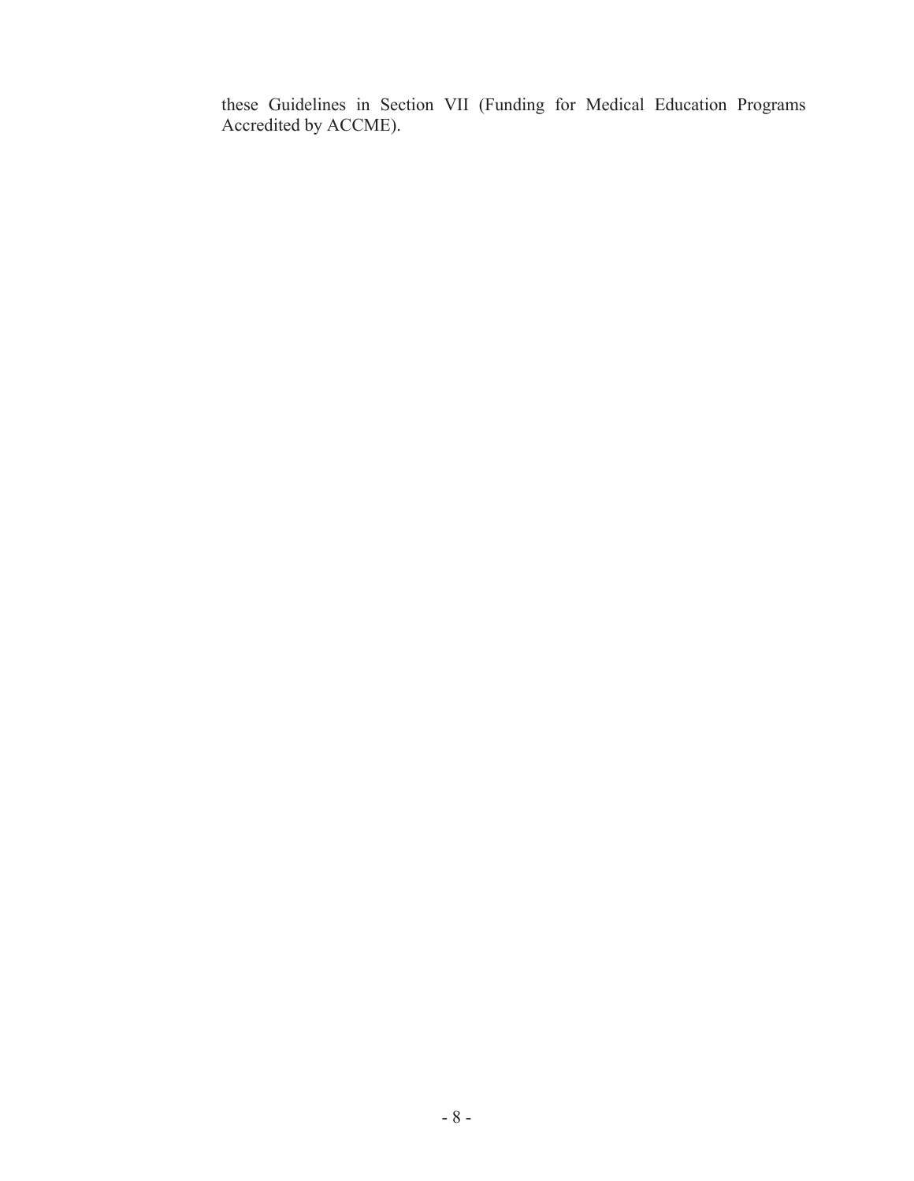these Guidelines in Section VII (Funding for Medical Education Programs Accredited by ACCME).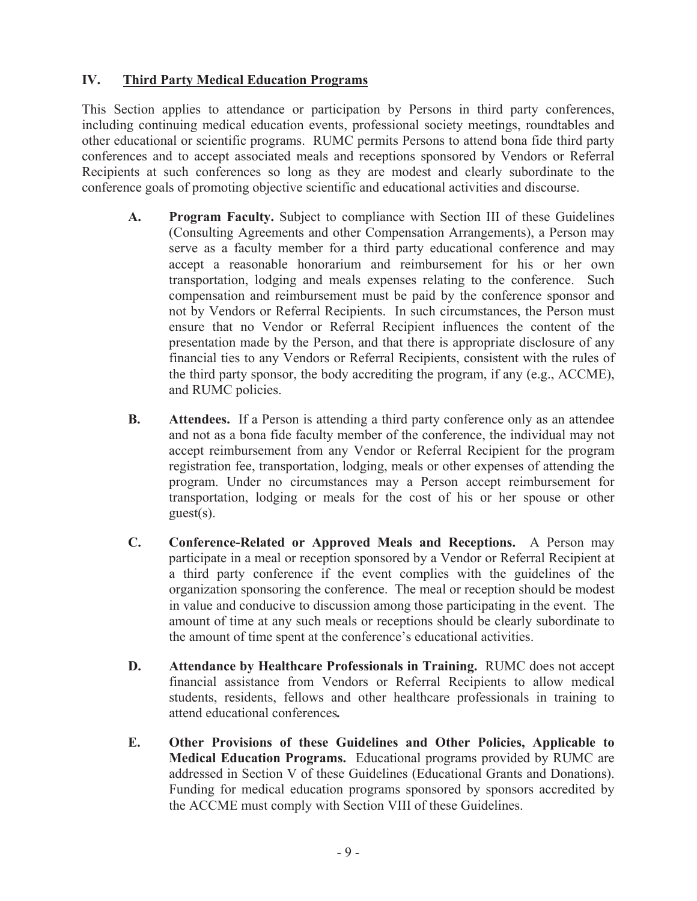## IV. Third Party Medical Education Programs

This Section applies to attendance or participation by Persons in third party conferences, including continuing medical education events, professional society meetings, roundtables and other educational or scientific programs. RUMC permits Persons to attend bona fide third party conferences and to accept associated meals and receptions sponsored by Vendors or Referral Recipients at such conferences so long as they are modest and clearly subordinate to the conference goals of promoting objective scientific and educational activities and discourse.

**A. Program Faculty.** Subject to compliance with Section III of these Guidelines (Consulting Agreements and other Compensation Arrangements), a Person may serve as a faculty member for a third party educational conference and may accept a reasonable honorarium and reimbursement for his or her own transportation, lodging and meals expenses relating to the conference. Such compensation and reimbursement must be paid by the conference sponsor and not by Vendors or Referral Recipients. In such circumstances, the Person must ensure that no Vendor or Referral Recipient influences the content of the presentation made by the Person, and that there is appropriate disclosure of any financial ties to any Vendors or Referral Recipients, consistent with the rules of the third party sponsor, the body accrediting the program, if any (e.g., ACCME), and RUMC policies.

**B. Attendees.** If a Person is attending a third party conference only as an attendee and not as a bona fide faculty member of the conference, the individual may not accept reimbursement from any Vendor or Referral Recipient for the program registration fee, transportation, lodging, meals or other expenses of attending the program. Under no circumstances may a Person accept reimbursement for transportation, lodging or meals for the cost of his or her spouse or other guest(s).

**C. Conference-Related or Approved Meals and Receptions.** A Person may participate in a meal or reception sponsored by a Vendor or Referral Recipient at a third party conference if the event complies with the guidelines of the organization sponsoring the conference. The meal or reception should be modest in value and conducive to discussion among those participating in the event. The amount of time at any such meals or receptions should be clearly subordinate to the amount of time spent at the conference's educational activities.

**D. Attendance by Healthcare Professionals in Training.** RUMC does not accept financial assistance from Vendors or Referral Recipients to allow medical students, residents, fellows and other healthcare professionals in training to attend educational conferences***.***

**E. Other Provisions of these Guidelines and Other Policies, Applicable to Medical Education Programs.** Educational programs provided by RUMC are addressed in Section V of these Guidelines (Educational Grants and Donations). Funding for medical education programs sponsored by sponsors accredited by the ACCME must comply with Section VIII of these Guidelines.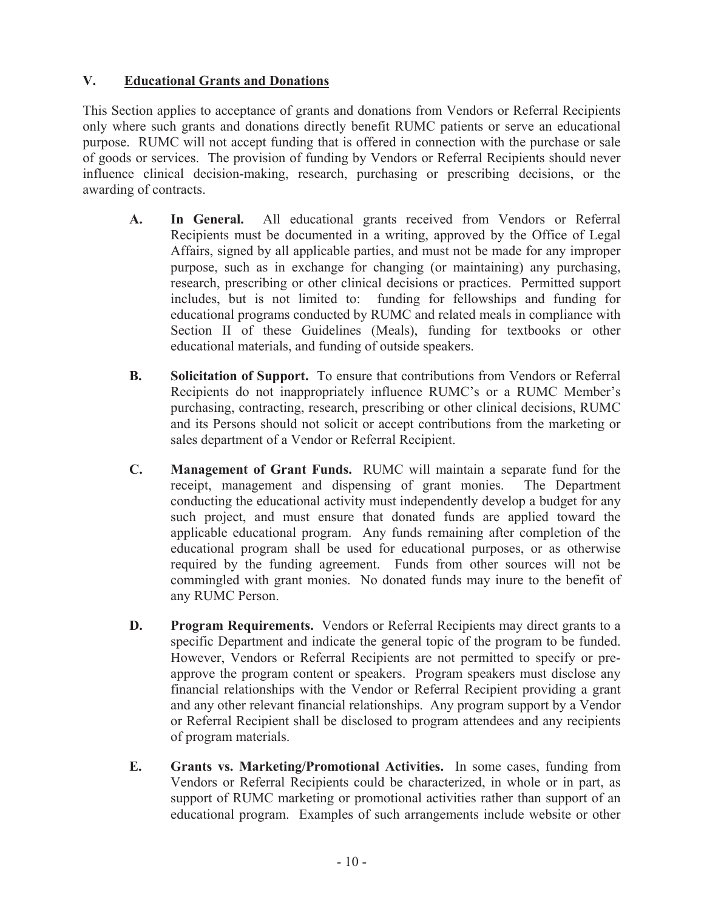## V. Educational Grants and Donations

This Section applies to acceptance of grants and donations from Vendors or Referral Recipients only where such grants and donations directly benefit RUMC patients or serve an educational purpose. RUMC will not accept funding that is offered in connection with the purchase or sale of goods or services. The provision of funding by Vendors or Referral Recipients should never influence clinical decision-making, research, purchasing or prescribing decisions, or the awarding of contracts.

**A. In General.** All educational grants received from Vendors or Referral Recipients must be documented in a writing, approved by the Office of Legal Affairs, signed by all applicable parties, and must not be made for any improper purpose, such as in exchange for changing (or maintaining) any purchasing, research, prescribing or other clinical decisions or practices. Permitted support includes, but is not limited to: funding for fellowships and funding for educational programs conducted by RUMC and related meals in compliance with Section II of these Guidelines (Meals), funding for textbooks or other educational materials, and funding of outside speakers.

**B. Solicitation of Support.** To ensure that contributions from Vendors or Referral Recipients do not inappropriately influence RUMC's or a RUMC Member's purchasing, contracting, research, prescribing or other clinical decisions, RUMC and its Persons should not solicit or accept contributions from the marketing or sales department of a Vendor or Referral Recipient.

**C. Management of Grant Funds.** RUMC will maintain a separate fund for the receipt, management and dispensing of grant monies. The Department conducting the educational activity must independently develop a budget for any such project, and must ensure that donated funds are applied toward the applicable educational program. Any funds remaining after completion of the educational program shall be used for educational purposes, or as otherwise required by the funding agreement. Funds from other sources will not be commingled with grant monies. No donated funds may inure to the benefit of any RUMC Person.

**D. Program Requirements.** Vendors or Referral Recipients may direct grants to a specific Department and indicate the general topic of the program to be funded. However, Vendors or Referral Recipients are not permitted to specify or pre-approve the program content or speakers. Program speakers must disclose any financial relationships with the Vendor or Referral Recipient providing a grant and any other relevant financial relationships. Any program support by a Vendor or Referral Recipient shall be disclosed to program attendees and any recipients of program materials.

**E. Grants vs. Marketing/Promotional Activities.** In some cases, funding from Vendors or Referral Recipients could be characterized, in whole or in part, as support of RUMC marketing or promotional activities rather than support of an educational program. Examples of such arrangements include website or other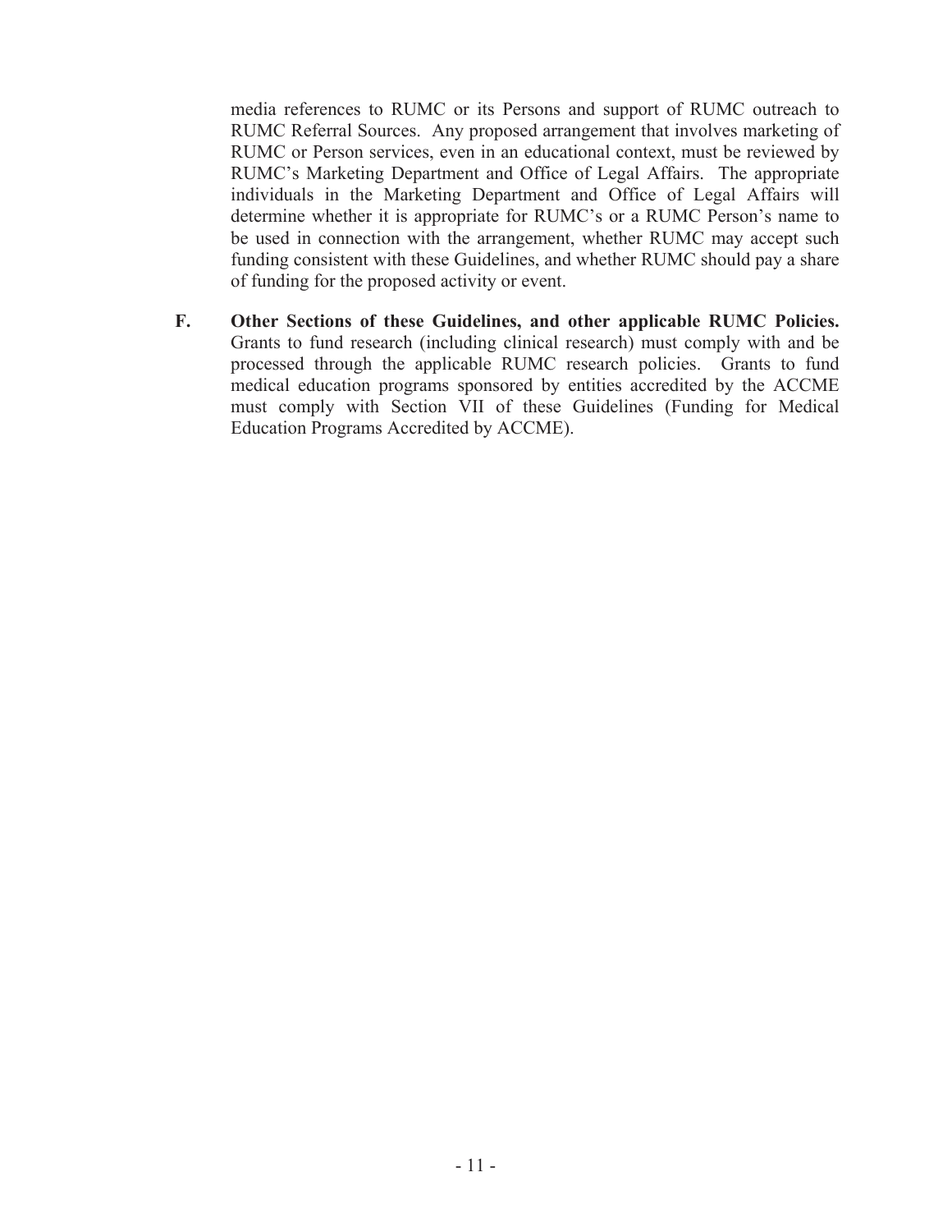media references to RUMC or its Persons and support of RUMC outreach to RUMC Referral Sources. Any proposed arrangement that involves marketing of RUMC or Person services, even in an educational context, must be reviewed by RUMC's Marketing Department and Office of Legal Affairs. The appropriate individuals in the Marketing Department and Office of Legal Affairs will determine whether it is appropriate for RUMC's or a RUMC Person's name to be used in connection with the arrangement, whether RUMC may accept such funding consistent with these Guidelines, and whether RUMC should pay a share of funding for the proposed activity or event.

**F. Other Sections of these Guidelines, and other applicable RUMC Policies.** Grants to fund research (including clinical research) must comply with and be processed through the applicable RUMC research policies. Grants to fund medical education programs sponsored by entities accredited by the ACCME must comply with Section VII of these Guidelines (Funding for Medical Education Programs Accredited by ACCME).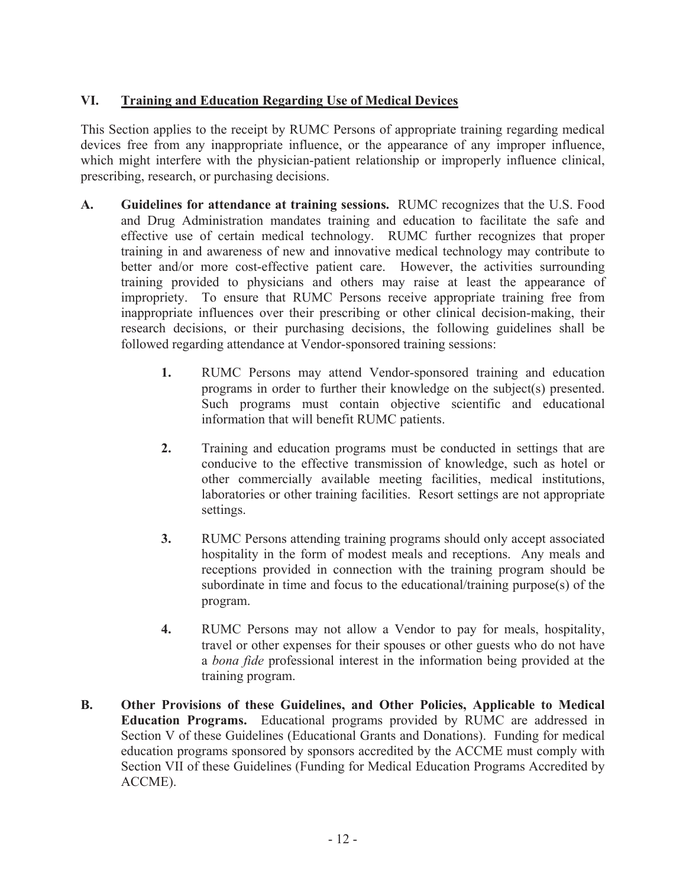## VI. Training and Education Regarding Use of Medical Devices

This Section applies to the receipt by RUMC Persons of appropriate training regarding medical devices free from any inappropriate influence, or the appearance of any improper influence, which might interfere with the physician-patient relationship or improperly influence clinical, prescribing, research, or purchasing decisions.

**A. Guidelines for attendance at training sessions.** RUMC recognizes that the U.S. Food and Drug Administration mandates training and education to facilitate the safe and effective use of certain medical technology. RUMC further recognizes that proper training in and awareness of new and innovative medical technology may contribute to better and/or more cost-effective patient care. However, the activities surrounding training provided to physicians and others may raise at least the appearance of impropriety. To ensure that RUMC Persons receive appropriate training free from inappropriate influences over their prescribing or other clinical decision-making, their research decisions, or their purchasing decisions, the following guidelines shall be followed regarding attendance at Vendor-sponsored training sessions:

1. RUMC Persons may attend Vendor-sponsored training and education programs in order to further their knowledge on the subject(s) presented. Such programs must contain objective scientific and educational information that will benefit RUMC patients.

2. Training and education programs must be conducted in settings that are conducive to the effective transmission of knowledge, such as hotel or other commercially available meeting facilities, medical institutions, laboratories or other training facilities. Resort settings are not appropriate settings.

3. RUMC Persons attending training programs should only accept associated hospitality in the form of modest meals and receptions. Any meals and receptions provided in connection with the training program should be subordinate in time and focus to the educational/training purpose(s) of the program.

4. RUMC Persons may not allow a Vendor to pay for meals, hospitality, travel or other expenses for their spouses or other guests who do not have a *bona fide* professional interest in the information being provided at the training program.

**B. Other Provisions of these Guidelines, and Other Policies, Applicable to Medical Education Programs.** Educational programs provided by RUMC are addressed in Section V of these Guidelines (Educational Grants and Donations). Funding for medical education programs sponsored by sponsors accredited by the ACCME must comply with Section VII of these Guidelines (Funding for Medical Education Programs Accredited by ACCME).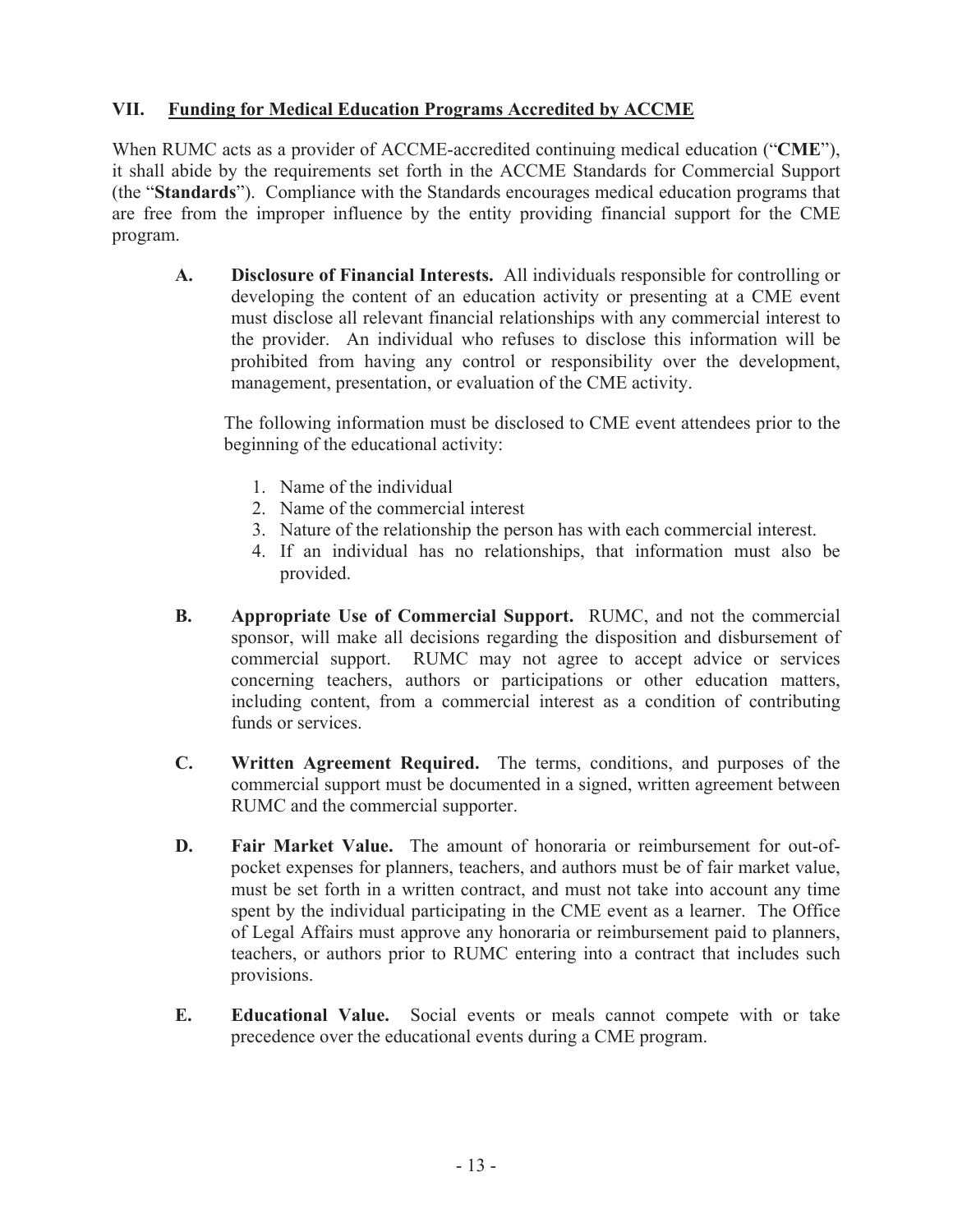## VII. Funding for Medical Education Programs Accredited by ACCME

When RUMC acts as a provider of ACCME-accredited continuing medical education ("**CME**"), it shall abide by the requirements set forth in the ACCME Standards for Commercial Support (the "**Standards**"). Compliance with the Standards encourages medical education programs that are free from the improper influence by the entity providing financial support for the CME program.

**A. Disclosure of Financial Interests.** All individuals responsible for controlling or developing the content of an education activity or presenting at a CME event must disclose all relevant financial relationships with any commercial interest to the provider. An individual who refuses to disclose this information will be prohibited from having any control or responsibility over the development, management, presentation, or evaluation of the CME activity.

The following information must be disclosed to CME event attendees prior to the beginning of the educational activity:

1. Name of the individual
2. Name of the commercial interest
3. Nature of the relationship the person has with each commercial interest.
4. If an individual has no relationships, that information must also be provided.

**B. Appropriate Use of Commercial Support.** RUMC, and not the commercial sponsor, will make all decisions regarding the disposition and disbursement of commercial support. RUMC may not agree to accept advice or services concerning teachers, authors or participations or other education matters, including content, from a commercial interest as a condition of contributing funds or services.

**C. Written Agreement Required.** The terms, conditions, and purposes of the commercial support must be documented in a signed, written agreement between RUMC and the commercial supporter.

**D. Fair Market Value.** The amount of honoraria or reimbursement for out-of-pocket expenses for planners, teachers, and authors must be of fair market value, must be set forth in a written contract, and must not take into account any time spent by the individual participating in the CME event as a learner. The Office of Legal Affairs must approve any honoraria or reimbursement paid to planners, teachers, or authors prior to RUMC entering into a contract that includes such provisions.

**E. Educational Value.** Social events or meals cannot compete with or take precedence over the educational events during a CME program.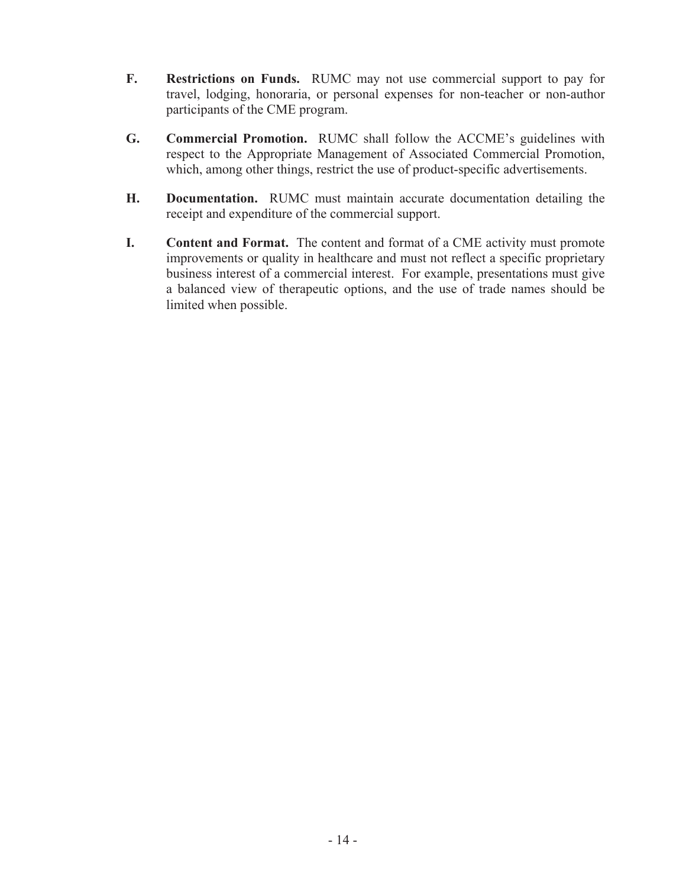**F. Restrictions on Funds.** RUMC may not use commercial support to pay for travel, lodging, honoraria, or personal expenses for non-teacher or non-author participants of the CME program.

**G. Commercial Promotion.** RUMC shall follow the ACCME's guidelines with respect to the Appropriate Management of Associated Commercial Promotion, which, among other things, restrict the use of product-specific advertisements.

**H. Documentation.** RUMC must maintain accurate documentation detailing the receipt and expenditure of the commercial support.

**I. Content and Format.** The content and format of a CME activity must promote improvements or quality in healthcare and must not reflect a specific proprietary business interest of a commercial interest. For example, presentations must give a balanced view of therapeutic options, and the use of trade names should be limited when possible.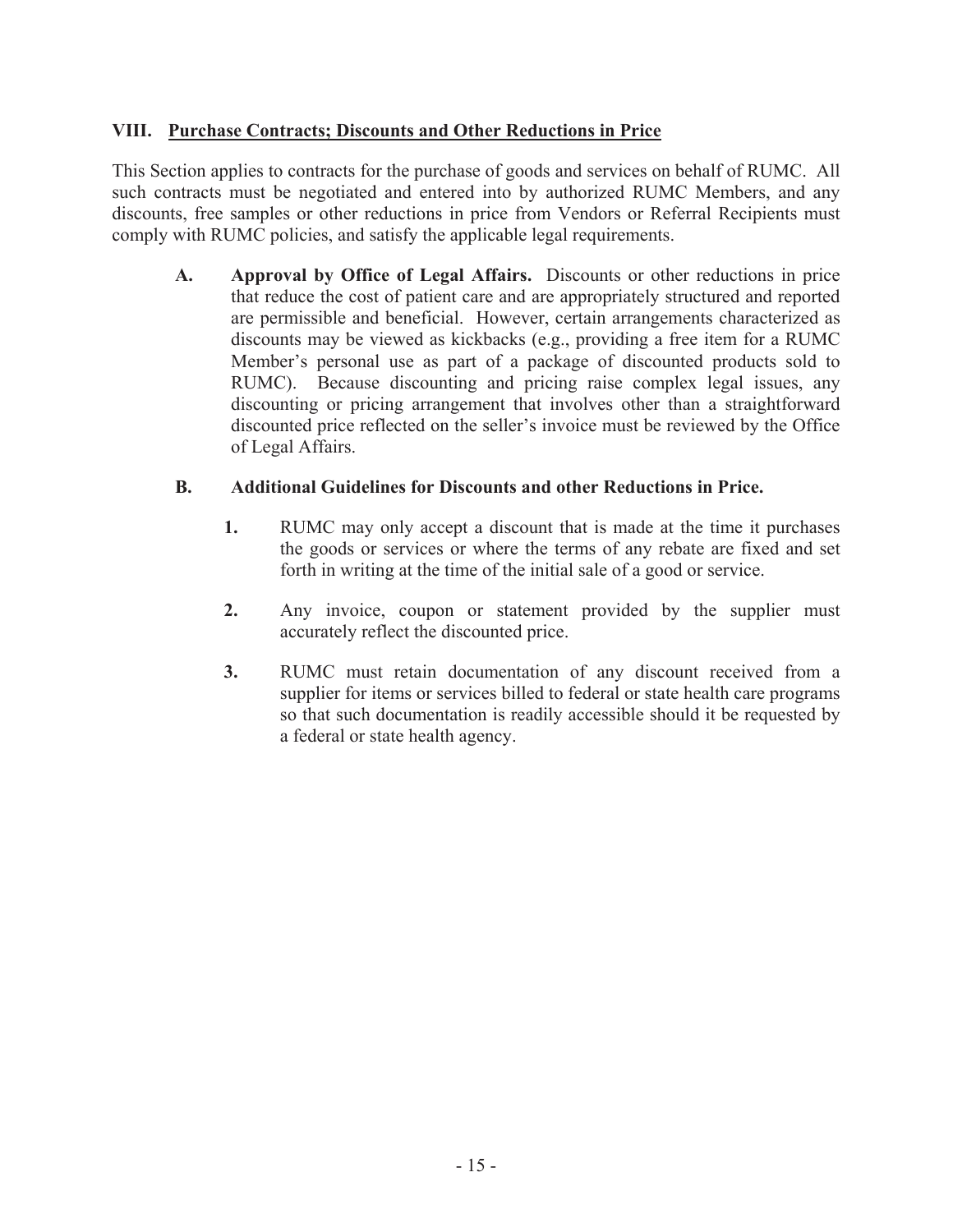## VIII. Purchase Contracts; Discounts and Other Reductions in Price

This Section applies to contracts for the purchase of goods and services on behalf of RUMC. All such contracts must be negotiated and entered into by authorized RUMC Members, and any discounts, free samples or other reductions in price from Vendors or Referral Recipients must comply with RUMC policies, and satisfy the applicable legal requirements.

**A. Approval by Office of Legal Affairs.** Discounts or other reductions in price that reduce the cost of patient care and are appropriately structured and reported are permissible and beneficial. However, certain arrangements characterized as discounts may be viewed as kickbacks (e.g., providing a free item for a RUMC Member's personal use as part of a package of discounted products sold to RUMC). Because discounting and pricing raise complex legal issues, any discounting or pricing arrangement that involves other than a straightforward discounted price reflected on the seller's invoice must be reviewed by the Office of Legal Affairs.

**B. Additional Guidelines for Discounts and other Reductions in Price.**

1. RUMC may only accept a discount that is made at the time it purchases the goods or services or where the terms of any rebate are fixed and set forth in writing at the time of the initial sale of a good or service.

2. Any invoice, coupon or statement provided by the supplier must accurately reflect the discounted price.

3. RUMC must retain documentation of any discount received from a supplier for items or services billed to federal or state health care programs so that such documentation is readily accessible should it be requested by a federal or state health agency.